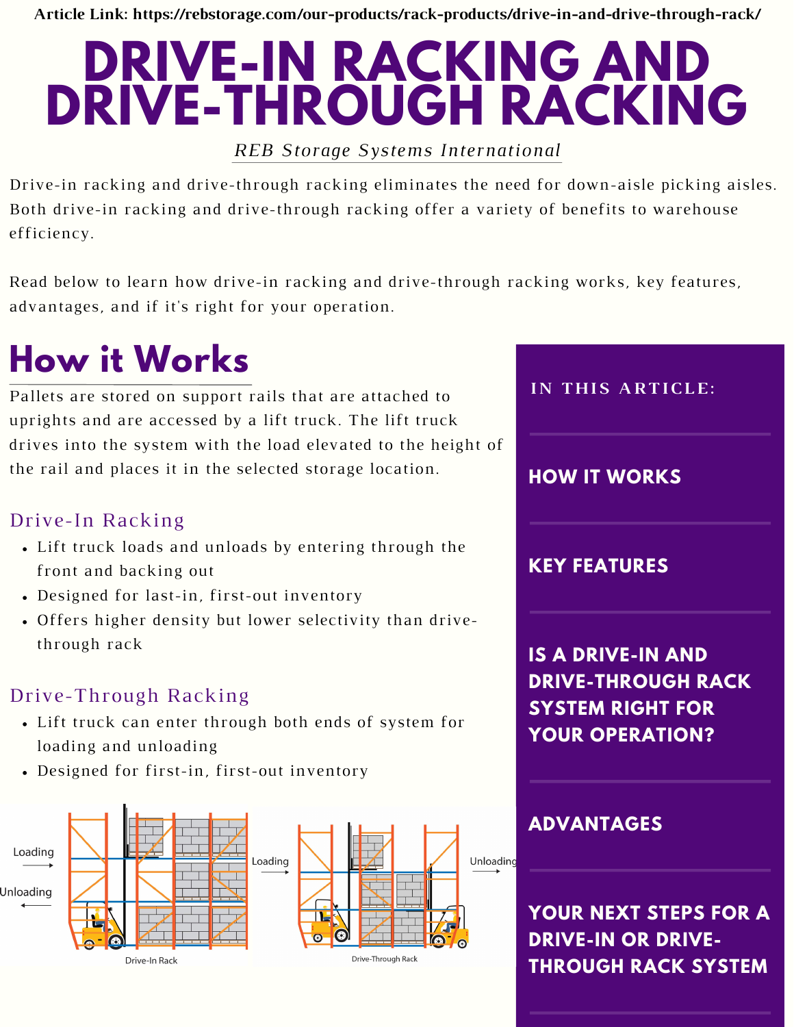Article Link: https://rebstorage.com/our-products/rack-products/drive-in-and-drive-through-rack/

# DRIVE-IN RACKING AND DRIVE-THROUGH RACKING

*REB Storage Systems International*

Drive-in racking and drive-through racking eliminates the need for down-aisle picking aisles. Both drive-in racking and drive-through racking offer a variety of benefits to warehouse efficiency.

Read below to learn how drive-in racking and drive-through racking works, key features, advantages, and if it's right for your operation.

**IN THIS ARTICLE:**

- **HOW IT WORKS**
- **KEY FEATURES**
- **IS A DRIVE-IN AND DRIVE-THROUGH RACK SYSTEM RIGHT FOR YOUR OPERATION?**
- **ADVANTAGES**
- **YOUR NEXT STEPS FOR A DRIVE-IN OR DRIVE-THROUGH RACK SYSTEM**

## How it Works

Pallets are stored on support rails that are attached to uprights and are accessed by a lift truck. The lift truck drives into the system with the load elevated to the height of the rail and places it in the selected storage location.

### Drive-In Racking

- Lift truck loads and unloads by entering through the front and backing out
- Designed for last-in, first-out inventory
- Offers higher density but lower selectivity than drive-through rack

### Drive-Through Racking

- Lift truck can enter through both ends of system for loading and unloading
- Designed for first-in, first-out inventory

Loading → Unloading ←

Drive-In Rack

Loading → Unloading →

Drive-Through Rack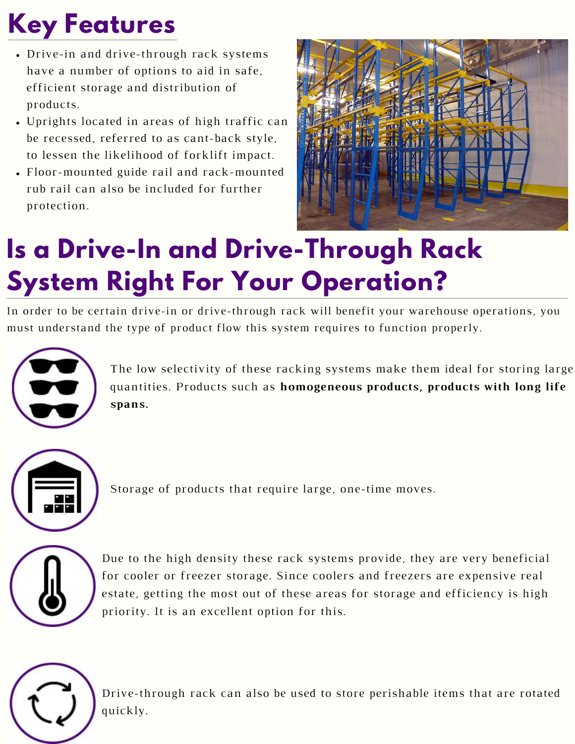# Key Features

- Drive-in and drive-through rack systems have a number of options to aid in safe, efficient storage and distribution of products.
- Uprights located in areas of high traffic can be recessed, referred to as cant-back style, to lessen the likelihood of forklift impact.
- Floor-mounted guide rail and rack-mounted rub rail can also be included for further protection.

# Is a Drive-In and Drive-Through Rack System Right For Your Operation?

In order to be certain drive-in or drive-through rack will benefit your warehouse operations, you must understand the type of product flow this system requires to function properly.

The low selectivity of these racking systems make them ideal for storing large quantities. Products such as **homogeneous products, products with long life spans.**

Storage of products that require large, one-time moves.

Due to the high density these rack systems provide, they are very beneficial for cooler or freezer storage. Since coolers and freezers are expensive real estate, getting the most out of these areas for storage and efficiency is high priority. It is an excellent option for this.

Drive-through rack can also be used to store perishable items that are rotated quickly.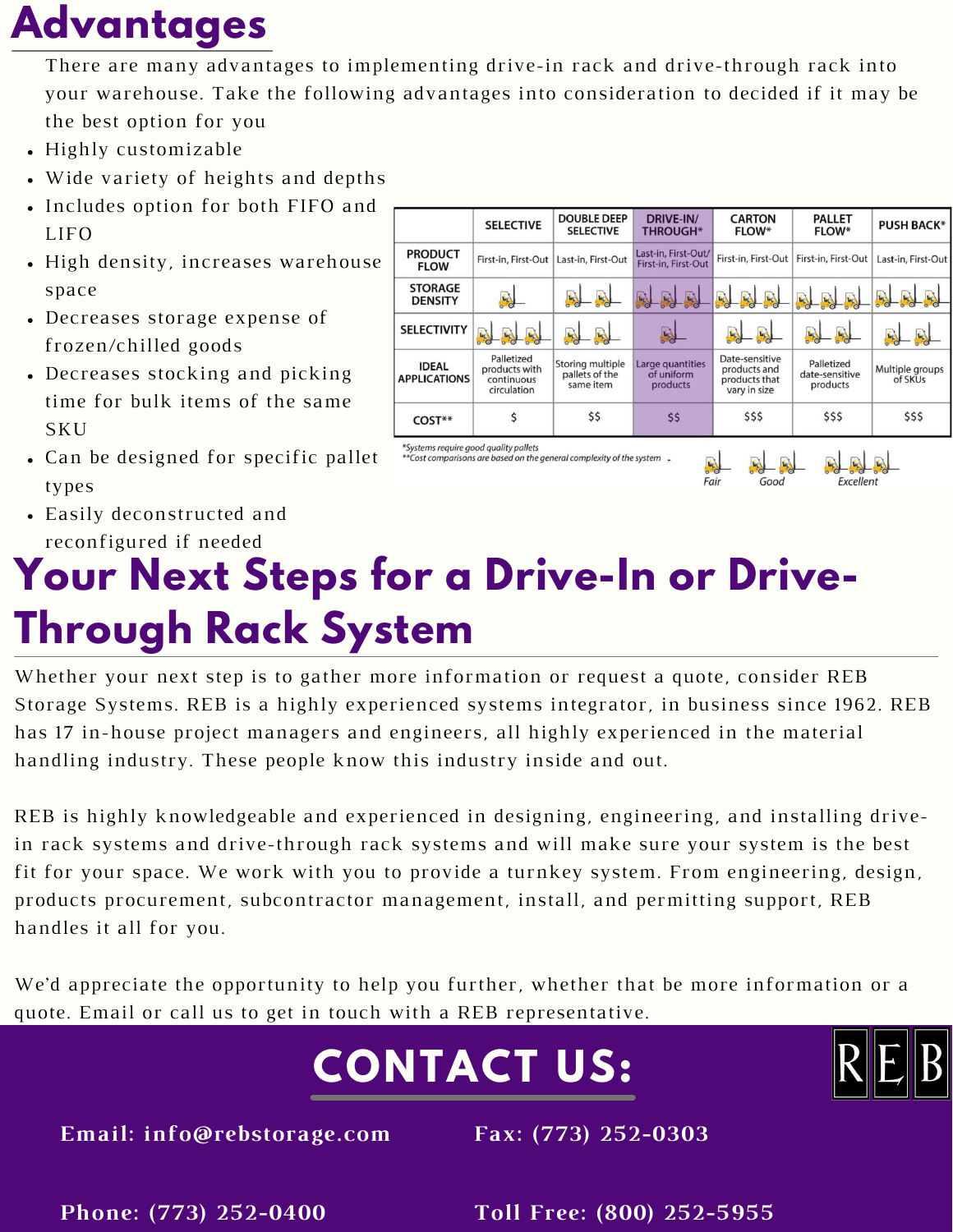# Advantages

There are many advantages to implementing drive-in rack and drive-through rack into your warehouse. Take the following advantages into consideration to decided if it may be the best option for you

- Highly customizable
- Wide variety of heights and depths
- Includes option for both FIFO and LIFO
- High density, increases warehouse space
- Decreases storage expense of frozen/chilled goods
- Decreases stocking and picking time for bulk items of the same SKU
- Can be designed for specific pallet types
- Easily deconstructed and reconfigured if needed

| | SELECTIVE | DOUBLE DEEP SELECTIVE | DRIVE-IN/ THROUGH* | CARTON FLOW* | PALLET FLOW* | PUSH BACK* |
|---|---|---|---|---|---|---|
| PRODUCT FLOW | First-in, First-Out | Last-in, First-Out | Last-in, First-Out/ First-in, First-Out | First-in, First-Out | First-in, First-Out | Last-in, First-Out |
| STORAGE DENSITY | Fair | Good | Excellent | Excellent | Excellent | Excellent |
| SELECTIVITY | Excellent | Good | Fair | Good | Good | Good |
| IDEAL APPLICATIONS | Palletized products with continuous circulation | Storing multiple pallets of the same item | Large quantities of uniform products | Date-sensitive products and products that vary in size | Palletized date-sensitive products | Multiple groups of SKUs |
| COST** | $ | $$ | $$ | $$$ | $$$ | $$$ |

*Systems require good quality pallets
**Cost comparisons are based on the general complexity of the system

Fair · Good · Excellent

# Your Next Steps for a Drive-In or Drive-Through Rack System

Whether your next step is to gather more information or request a quote, consider REB Storage Systems. REB is a highly experienced systems integrator, in business since 1962. REB has 17 in-house project managers and engineers, all highly experienced in the material handling industry. These people know this industry inside and out.

REB is highly knowledgeable and experienced in designing, engineering, and installing drive-in rack systems and drive-through rack systems and will make sure your system is the best fit for your space. We work with you to provide a turnkey system. From engineering, design, products procurement, subcontractor management, install, and permitting support, REB handles it all for you.

We'd appreciate the opportunity to help you further, whether that be more information or a quote. Email or call us to get in touch with a REB representative.

## CONTACT US:

REB

**Email: info@rebstorage.com**

**Fax: (773) 252-0303**

**Phone: (773) 252-0400**

**Toll Free: (800) 252-5955**